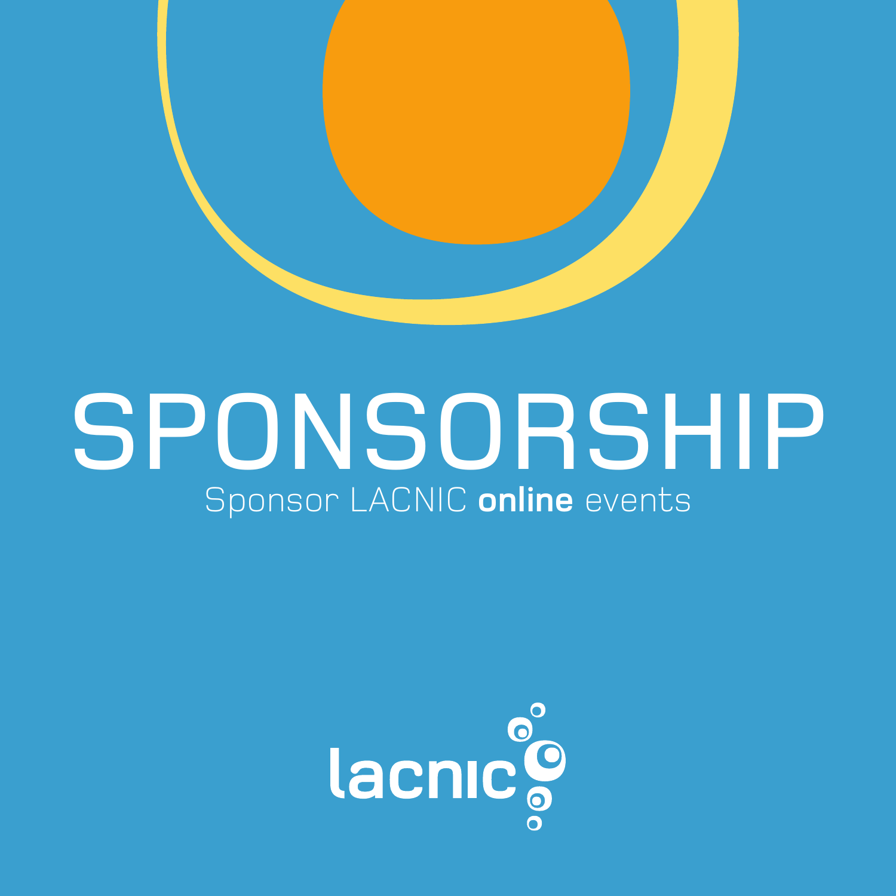# SPONSORSHIP

Sponsor LACNIC **online** events

lacnic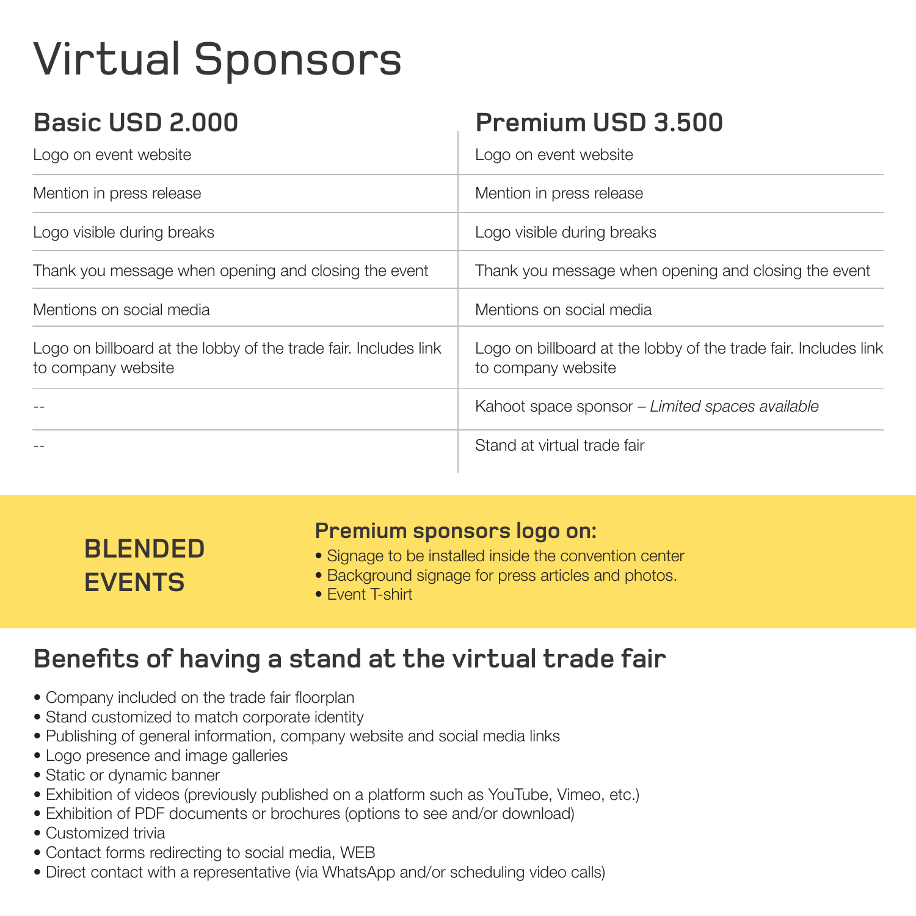# Virtual Sponsors

| Basic USD 2.000 | Premium USD 3.500 |
| --- | --- |
| Logo on event website | Logo on event website |
| Mention in press release | Mention in press release |
| Logo visible during breaks | Logo visible during breaks |
| Thank you message when opening and closing the event | Thank you message when opening and closing the event |
| Mentions on social media | Mentions on social media |
| Logo on billboard at the lobby of the trade fair. Includes link to company website | Logo on billboard at the lobby of the trade fair. Includes link to company website |
| -- | Kahoot space sponsor – *Limited spaces available* |
| -- | Stand at virtual trade fair |

**BLENDED EVENTS**

**Premium sponsors logo on:**

- Signage to be installed inside the convention center
- Background signage for press articles and photos.
- Event T-shirt

## Benefits of having a stand at the virtual trade fair

- Company included on the trade fair floorplan
- Stand customized to match corporate identity
- Publishing of general information, company website and social media links
- Logo presence and image galleries
- Static or dynamic banner
- Exhibition of videos (previously published on a platform such as YouTube, Vimeo, etc.)
- Exhibition of PDF documents or brochures (options to see and/or download)
- Customized trivia
- Contact forms redirecting to social media, WEB
- Direct contact with a representative (via WhatsApp and/or scheduling video calls)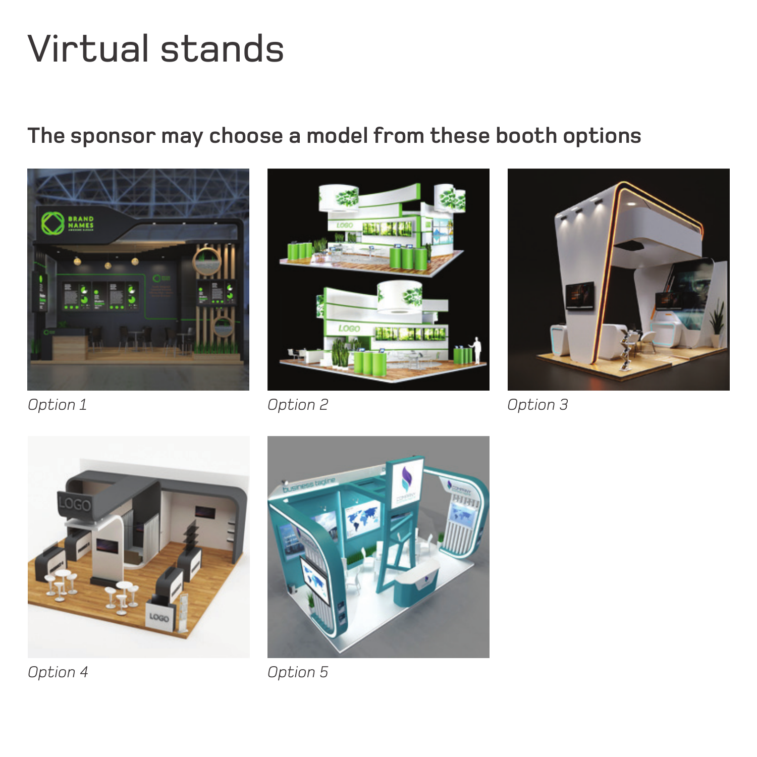# Virtual stands

## The sponsor may choose a model from these booth options

*Option 1*

*Option 2*

*Option 3*

*Option 4*

*Option 5*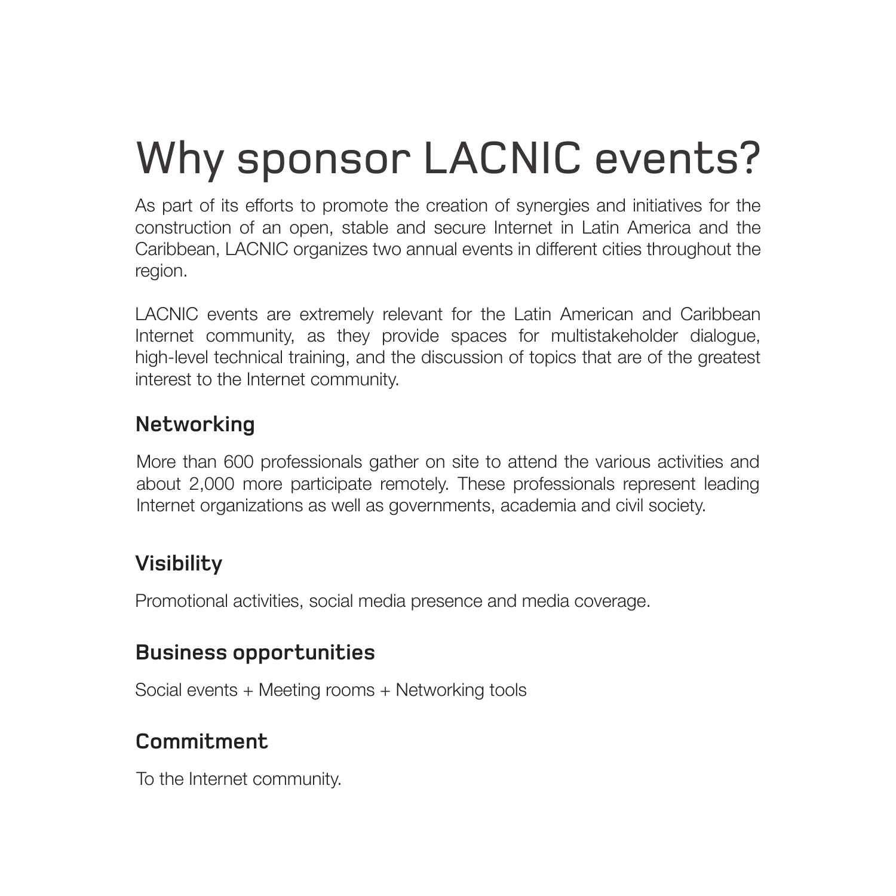# Why sponsor LACNIC events?

As part of its efforts to promote the creation of synergies and initiatives for the construction of an open, stable and secure Internet in Latin America and the Caribbean, LACNIC organizes two annual events in different cities throughout the region.

LACNIC events are extremely relevant for the Latin American and Caribbean Internet community, as they provide spaces for multistakeholder dialogue, high-level technical training, and the discussion of topics that are of the greatest interest to the Internet community.

## Networking

More than 600 professionals gather on site to attend the various activities and about 2,000 more participate remotely. These professionals represent leading Internet organizations as well as governments, academia and civil society.

## Visibility

Promotional activities, social media presence and media coverage.

## Business opportunities

Social events + Meeting rooms + Networking tools

## Commitment

To the Internet community.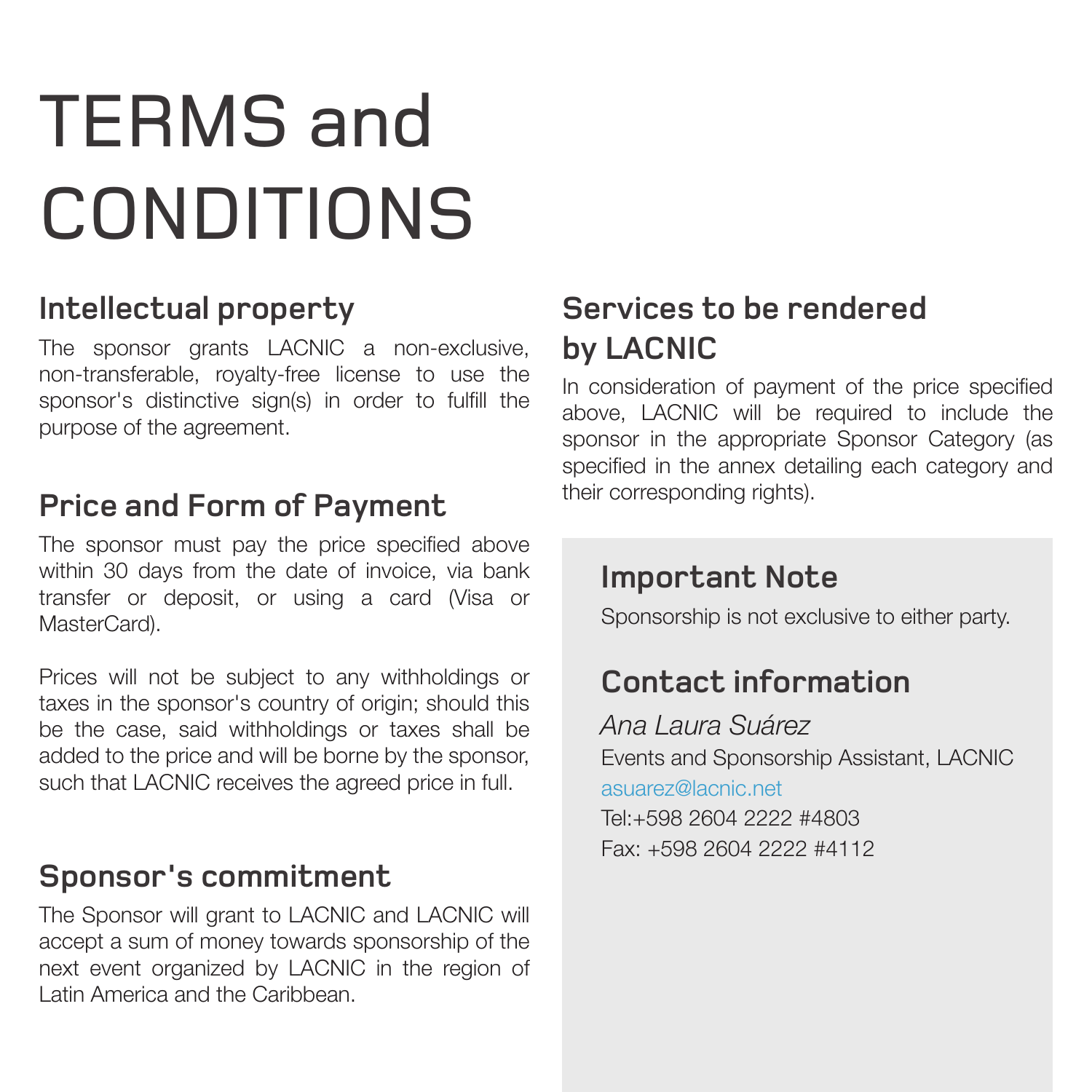# TERMS and CONDITIONS

## Intellectual property

The sponsor grants LACNIC a non-exclusive, non-transferable, royalty-free license to use the sponsor's distinctive sign(s) in order to fulfill the purpose of the agreement.

## Price and Form of Payment

The sponsor must pay the price specified above within 30 days from the date of invoice, via bank transfer or deposit, or using a card (Visa or MasterCard).

Prices will not be subject to any withholdings or taxes in the sponsor's country of origin; should this be the case, said withholdings or taxes shall be added to the price and will be borne by the sponsor, such that LACNIC receives the agreed price in full.

## Sponsor's commitment

The Sponsor will grant to LACNIC and LACNIC will accept a sum of money towards sponsorship of the next event organized by LACNIC in the region of Latin America and the Caribbean.

## Services to be rendered by LACNIC

In consideration of payment of the price specified above, LACNIC will be required to include the sponsor in the appropriate Sponsor Category (as specified in the annex detailing each category and their corresponding rights).

## Important Note

Sponsorship is not exclusive to either party.

## Contact information

*Ana Laura Suárez*
Events and Sponsorship Assistant, LACNIC
asuarez@lacnic.net
Tel:+598 2604 2222 #4803
Fax: +598 2604 2222 #4112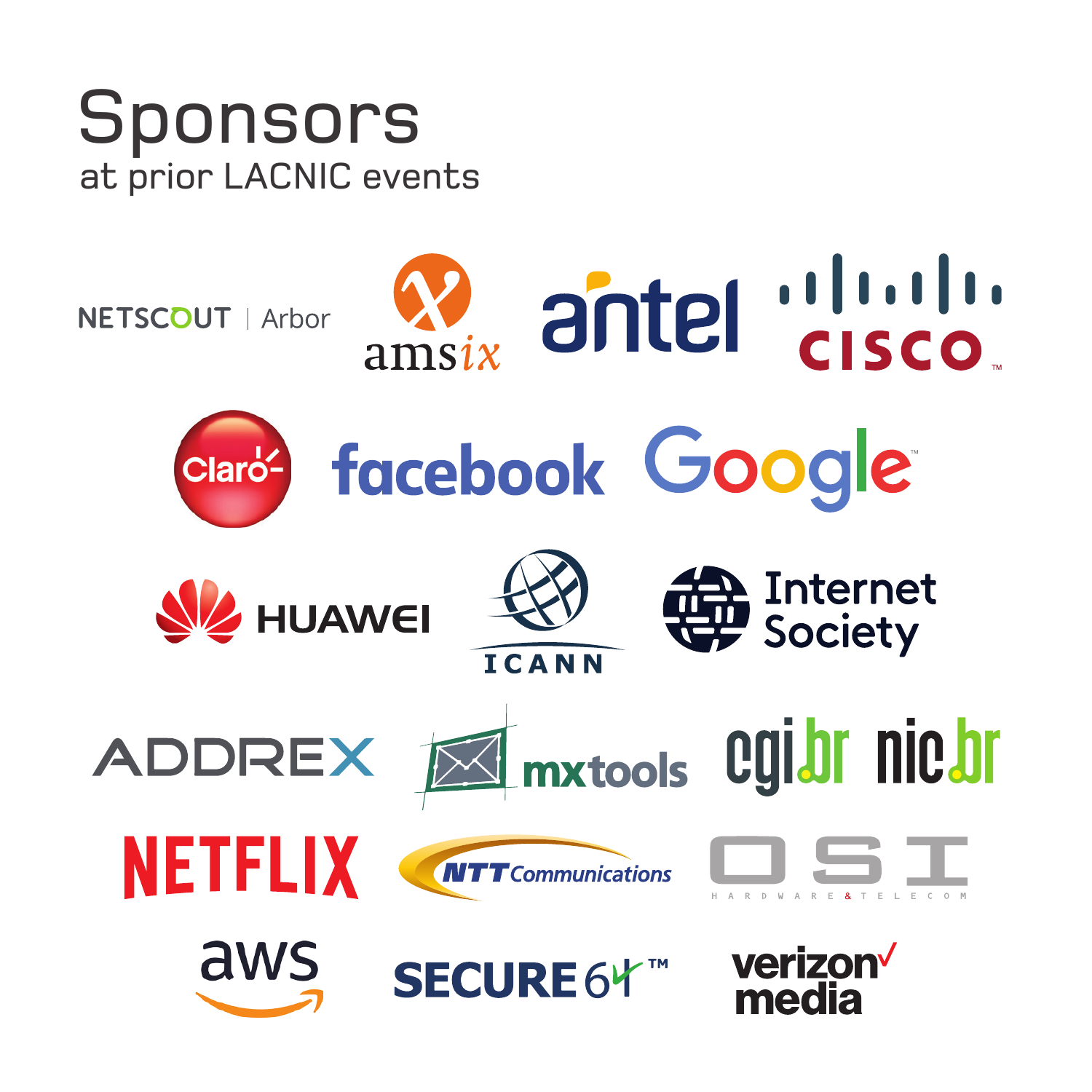# Sponsors

at prior LACNIC events

NETSCOUT | Arbor

amsix

antel

CISCO

Claro

facebook

Google

HUAWEI

ICANN

Internet Society

ADDREX

mxtools

cgi.br

nic.br

NETFLIX

NTT Communications

OSI HARDWARE & TELECOM

aws

SECURE64

verizon media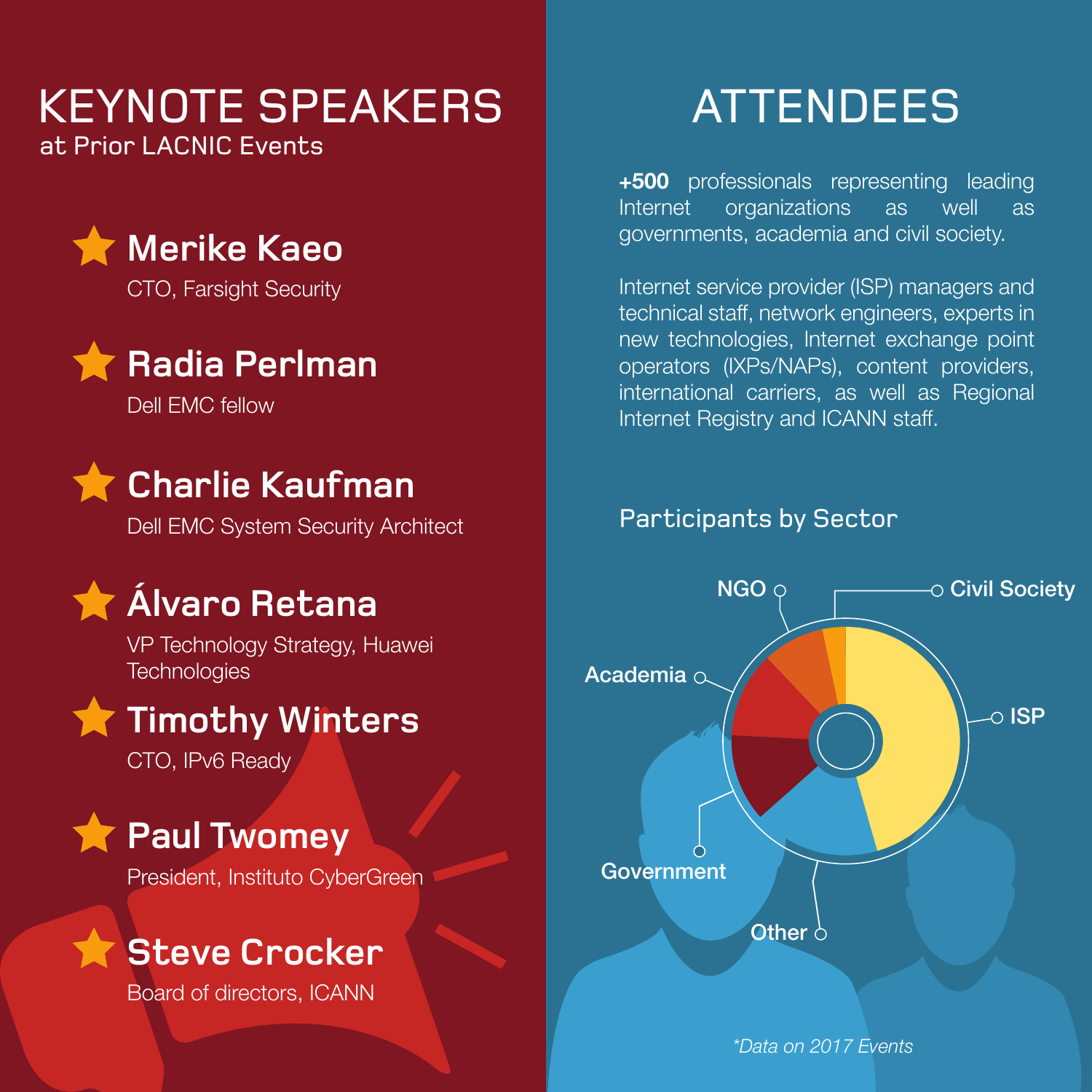# KEYNOTE SPEAKERS

at Prior LACNIC Events

### Merike Kaeo

CTO, Farsight Security

### Radia Perlman

Dell EMC fellow

### Charlie Kaufman

Dell EMC System Security Architect

### Álvaro Retana

VP Technology Strategy, Huawei Technologies

### Timothy Winters

CTO, IPv6 Ready

### Paul Twomey

President, Instituto CyberGreen

### Steve Crocker

Board of directors, ICANN

# ATTENDEES

**+500** professionals representing leading Internet organizations as well as governments, academia and civil society.

Internet service provider (ISP) managers and technical staff, network engineers, experts in new technologies, Internet exchange point operators (IXPs/NAPs), content providers, international carriers, as well as Regional Internet Registry and ICANN staff.

## Participants by Sector

NGO

Civil Society

Academia

ISP

Government

Other

*\*Data on 2017 Events*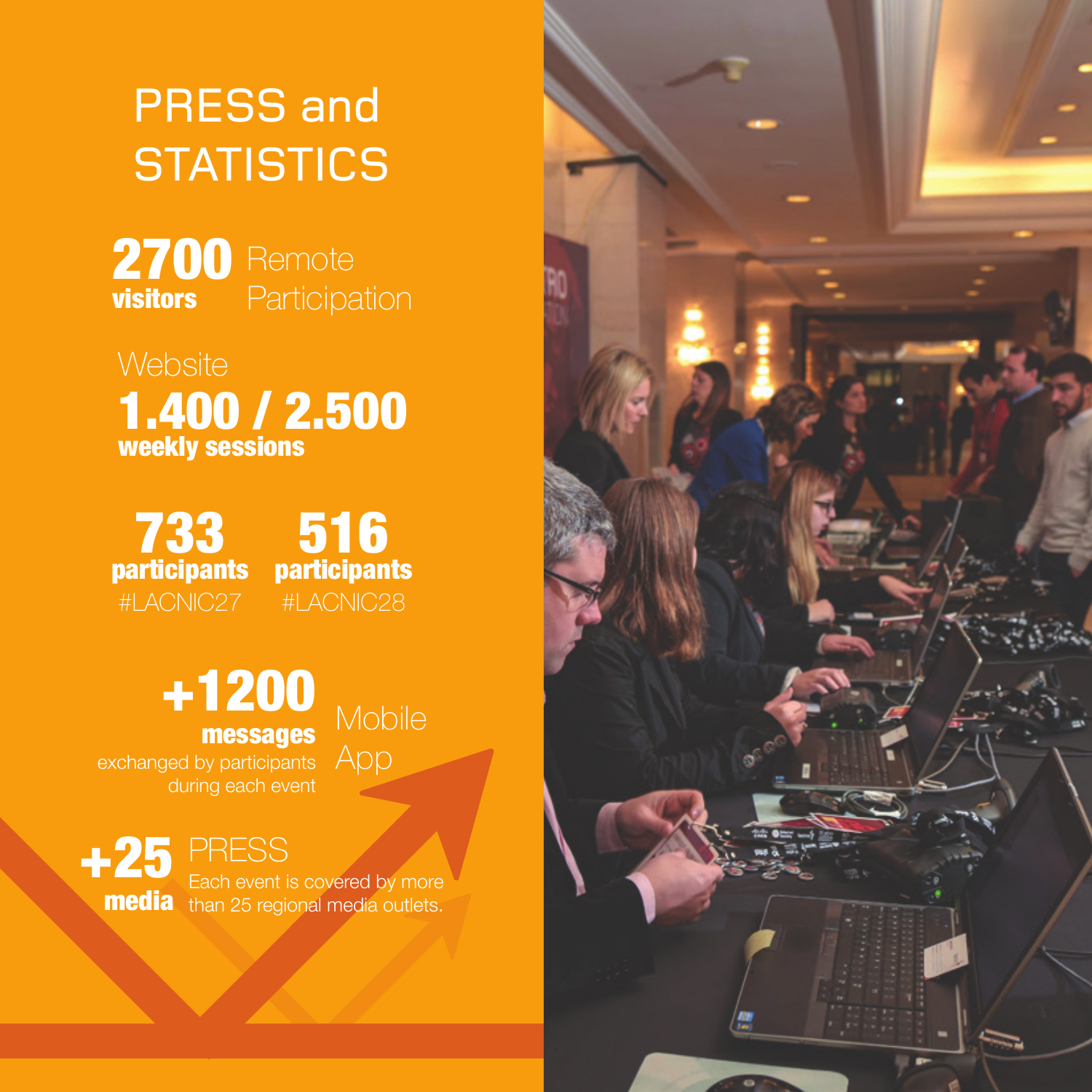# PRESS and STATISTICS

**2700 visitors** Remote Participation

Website
**1.400 / 2.500 weekly sessions**

**733 participants** #LACNIC27

**516 participants** #LACNIC28

**+1200 messages** exchanged by participants during each event

Mobile App

**+25 media** PRESS
Each event is covered by more than 25 regional media outlets.